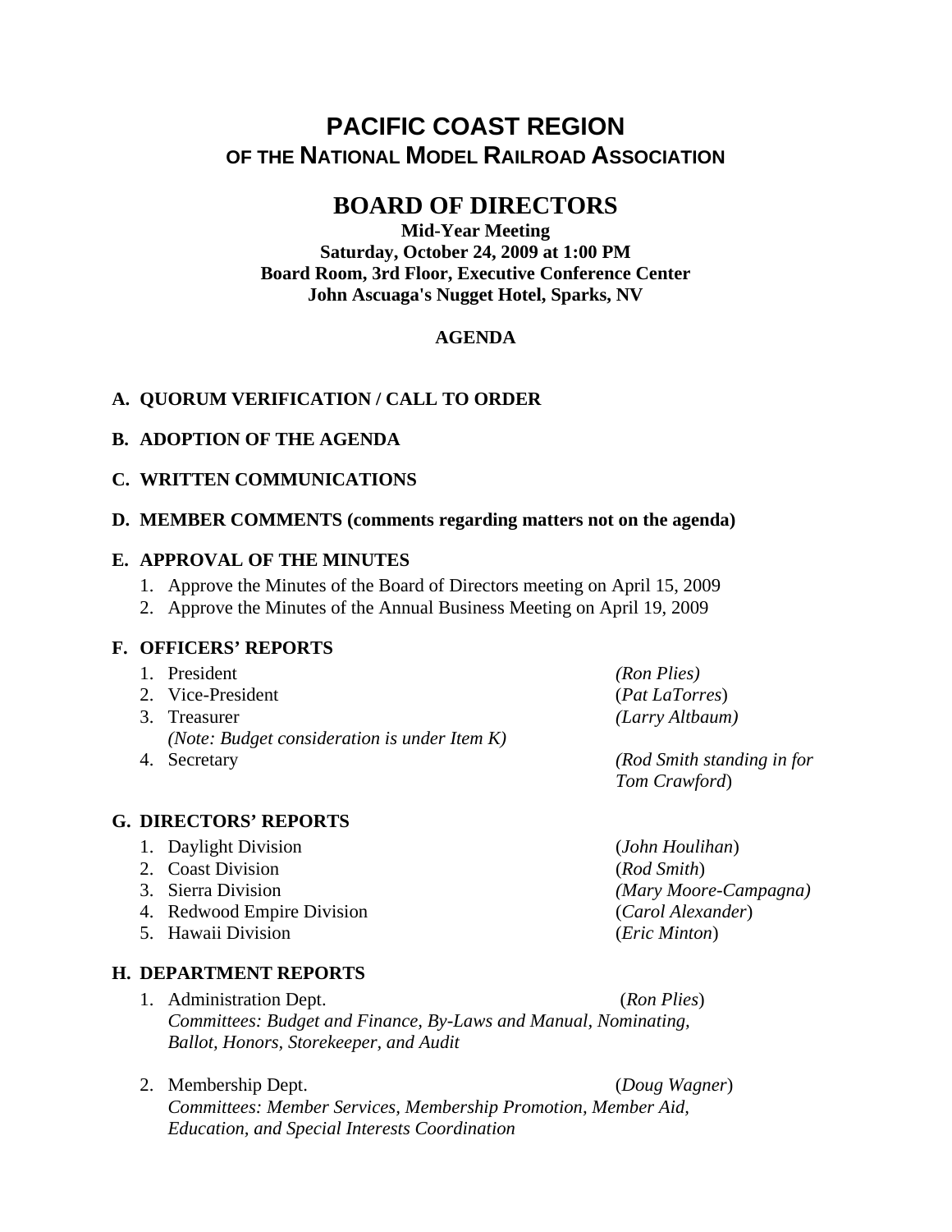# PACIFIC COAST REGION
## OF THE NATIONAL MODEL RAILROAD ASSOCIATION

## BOARD OF DIRECTORS

**Mid-Year Meeting**
**Saturday, October 24, 2009 at 1:00 PM**
**Board Room, 3rd Floor, Executive Conference Center**
**John Ascuaga's Nugget Hotel, Sparks, NV**

**AGENDA**

**A. QUORUM VERIFICATION / CALL TO ORDER**

**B. ADOPTION OF THE AGENDA**

**C. WRITTEN COMMUNICATIONS**

**D. MEMBER COMMENTS (comments regarding matters not on the agenda)**

**E. APPROVAL OF THE MINUTES**

1. Approve the Minutes of the Board of Directors meeting on April 15, 2009
2. Approve the Minutes of the Annual Business Meeting on April 19, 2009

**F. OFFICERS' REPORTS**

1. President *(Ron Plies)*
2. Vice-President (*Pat LaTorres*)
3. Treasurer *(Larry Altbaum)*
   *(Note: Budget consideration is under Item K)*
4. Secretary *(Rod Smith standing in for Tom Crawford*)

**G. DIRECTORS' REPORTS**

1. Daylight Division (*John Houlihan*)
2. Coast Division (*Rod Smith*)
3. Sierra Division *(Mary Moore-Campagna)*
4. Redwood Empire Division (*Carol Alexander*)
5. Hawaii Division (*Eric Minton*)

**H. DEPARTMENT REPORTS**

1. Administration Dept. (*Ron Plies*)
   *Committees: Budget and Finance, By-Laws and Manual, Nominating, Ballot, Honors, Storekeeper, and Audit*

2. Membership Dept. (*Doug Wagner*)
   *Committees: Member Services, Membership Promotion, Member Aid, Education, and Special Interests Coordination*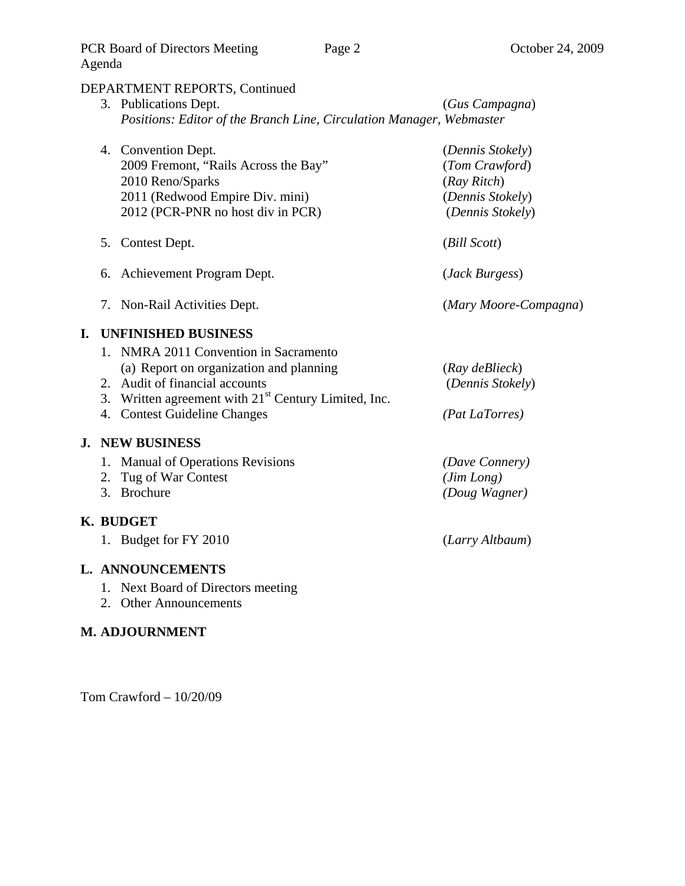DEPARTMENT REPORTS, Continued

3. Publications Dept. (*Gus Campagna*)
   *Positions: Editor of the Branch Line, Circulation Manager, Webmaster*

4. Convention Dept. (*Dennis Stokely*)
   2009 Fremont, "Rails Across the Bay" (*Tom Crawford*)
   2010 Reno/Sparks (*Ray Ritch*)
   2011 (Redwood Empire Div. mini) (*Dennis Stokely*)
   2012 (PCR-PNR no host div in PCR) (*Dennis Stokely*)

5. Contest Dept. (*Bill Scott*)

6. Achievement Program Dept. (*Jack Burgess*)

7. Non-Rail Activities Dept. (*Mary Moore-Compagna*)

## I. UNFINISHED BUSINESS

1. NMRA 2011 Convention in Sacramento
   (a) Report on organization and planning (*Ray deBlieck*)
2. Audit of financial accounts (*Dennis Stokely*)
3. Written agreement with 21st Century Limited, Inc.
4. Contest Guideline Changes *(Pat LaTorres)*

## J. NEW BUSINESS

1. Manual of Operations Revisions *(Dave Connery)*
2. Tug of War Contest *(Jim Long)*
3. Brochure *(Doug Wagner)*

## K. BUDGET

1. Budget for FY 2010 (*Larry Altbaum*)

## L. ANNOUNCEMENTS

1. Next Board of Directors meeting
2. Other Announcements

## M. ADJOURNMENT

Tom Crawford – 10/20/09